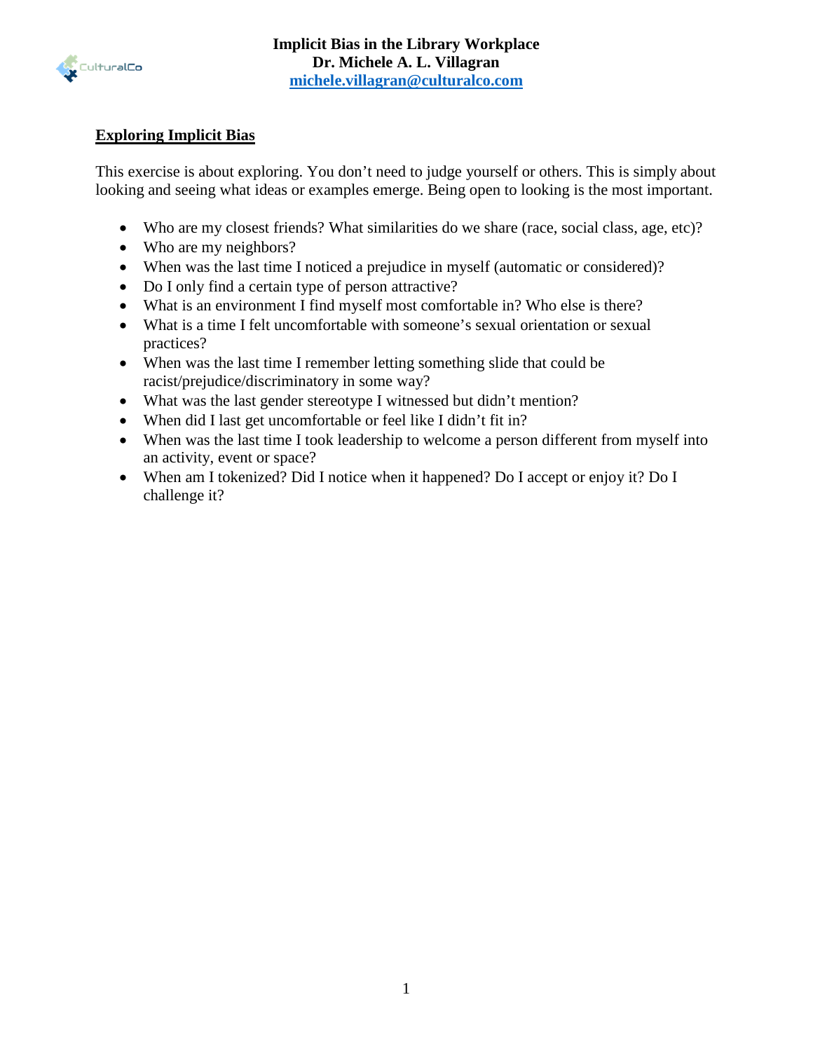**Implicit Bias in the Library Workplace**
**Dr. Michele A. L. Villagran**
**michele.villagran@culturalco.com**

## Exploring Implicit Bias

This exercise is about exploring. You don't need to judge yourself or others. This is simply about looking and seeing what ideas or examples emerge. Being open to looking is the most important.

- Who are my closest friends? What similarities do we share (race, social class, age, etc)?
- Who are my neighbors?
- When was the last time I noticed a prejudice in myself (automatic or considered)?
- Do I only find a certain type of person attractive?
- What is an environment I find myself most comfortable in? Who else is there?
- What is a time I felt uncomfortable with someone's sexual orientation or sexual practices?
- When was the last time I remember letting something slide that could be racist/prejudice/discriminatory in some way?
- What was the last gender stereotype I witnessed but didn't mention?
- When did I last get uncomfortable or feel like I didn't fit in?
- When was the last time I took leadership to welcome a person different from myself into an activity, event or space?
- When am I tokenized? Did I notice when it happened? Do I accept or enjoy it? Do I challenge it?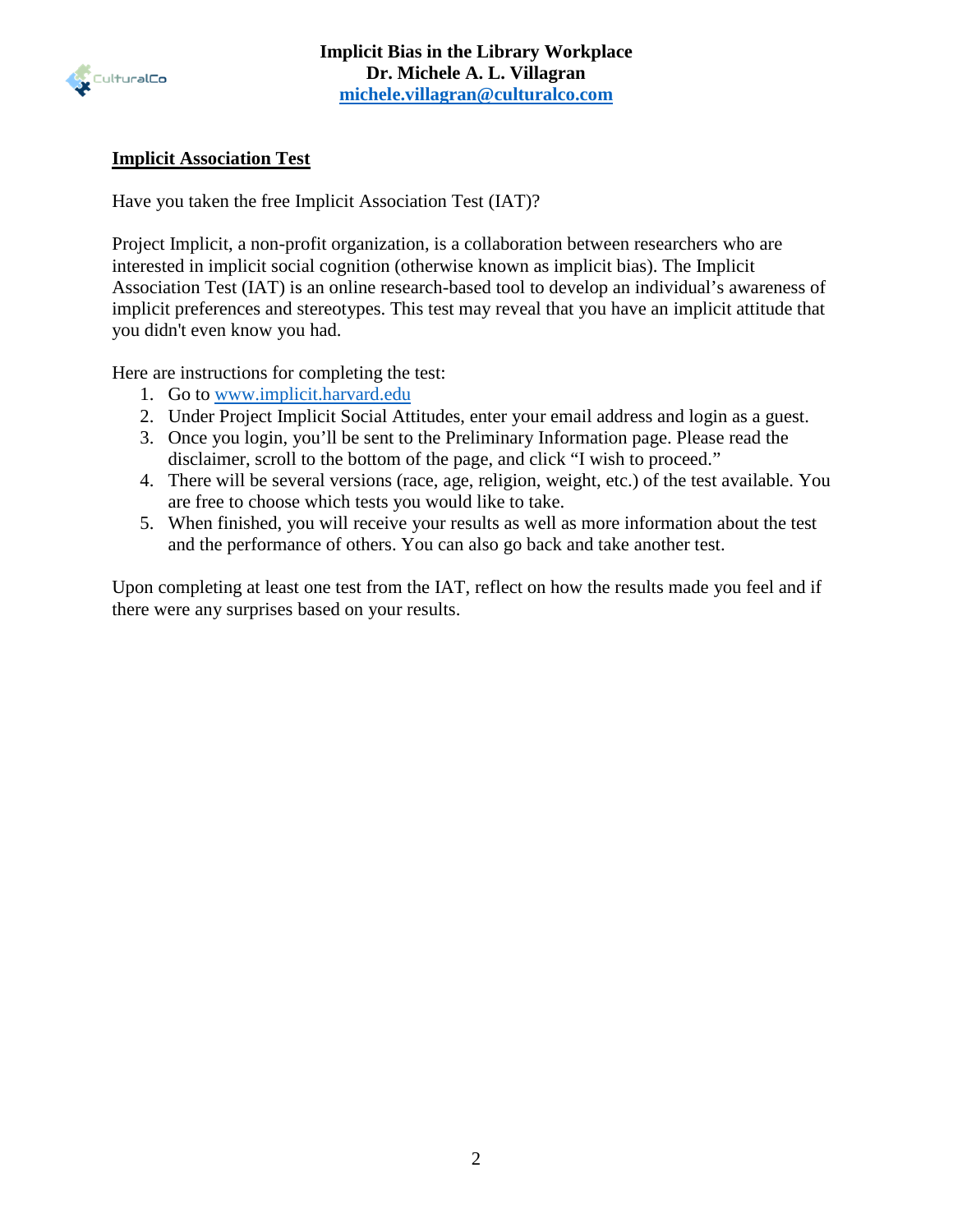## Implicit Association Test

Have you taken the free Implicit Association Test (IAT)?

Project Implicit, a non-profit organization, is a collaboration between researchers who are interested in implicit social cognition (otherwise known as implicit bias). The Implicit Association Test (IAT) is an online research-based tool to develop an individual's awareness of implicit preferences and stereotypes. This test may reveal that you have an implicit attitude that you didn't even know you had.

Here are instructions for completing the test:

1. Go to www.implicit.harvard.edu
2. Under Project Implicit Social Attitudes, enter your email address and login as a guest.
3. Once you login, you'll be sent to the Preliminary Information page. Please read the disclaimer, scroll to the bottom of the page, and click "I wish to proceed."
4. There will be several versions (race, age, religion, weight, etc.) of the test available. You are free to choose which tests you would like to take.
5. When finished, you will receive your results as well as more information about the test and the performance of others. You can also go back and take another test.

Upon completing at least one test from the IAT, reflect on how the results made you feel and if there were any surprises based on your results.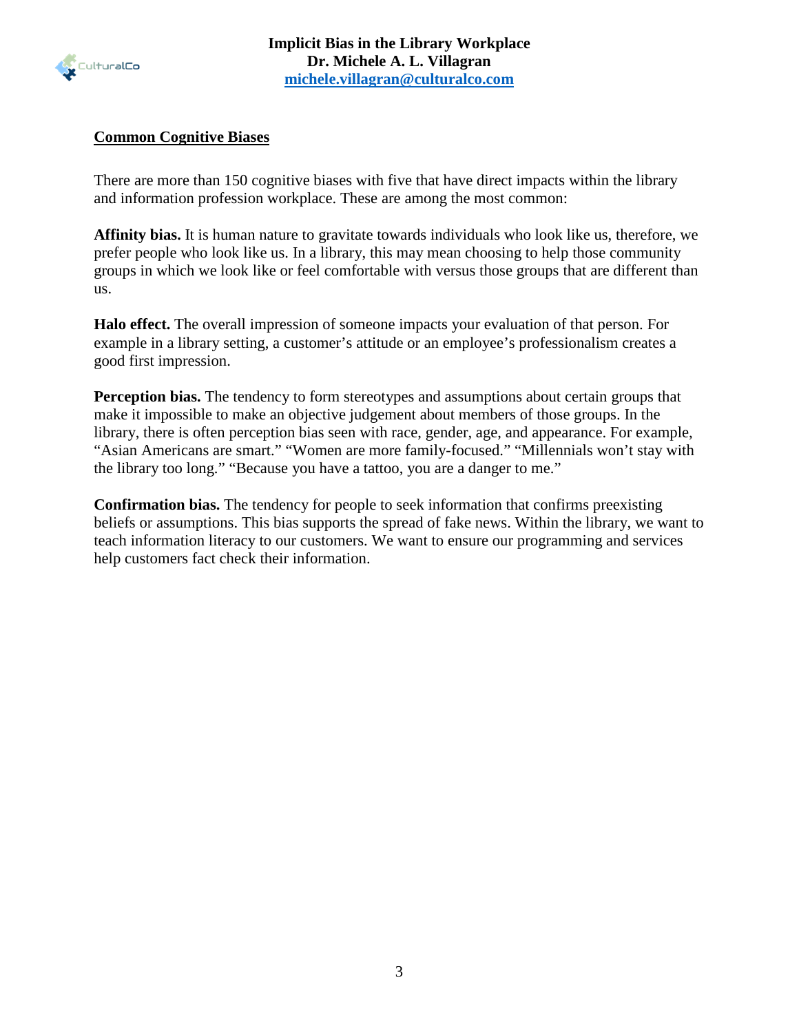## Common Cognitive Biases

There are more than 150 cognitive biases with five that have direct impacts within the library and information profession workplace. These are among the most common:

**Affinity bias.** It is human nature to gravitate towards individuals who look like us, therefore, we prefer people who look like us. In a library, this may mean choosing to help those community groups in which we look like or feel comfortable with versus those groups that are different than us.

**Halo effect.** The overall impression of someone impacts your evaluation of that person. For example in a library setting, a customer's attitude or an employee's professionalism creates a good first impression.

**Perception bias.** The tendency to form stereotypes and assumptions about certain groups that make it impossible to make an objective judgement about members of those groups. In the library, there is often perception bias seen with race, gender, age, and appearance. For example, "Asian Americans are smart." "Women are more family-focused." "Millennials won't stay with the library too long." "Because you have a tattoo, you are a danger to me."

**Confirmation bias.** The tendency for people to seek information that confirms preexisting beliefs or assumptions. This bias supports the spread of fake news. Within the library, we want to teach information literacy to our customers. We want to ensure our programming and services help customers fact check their information.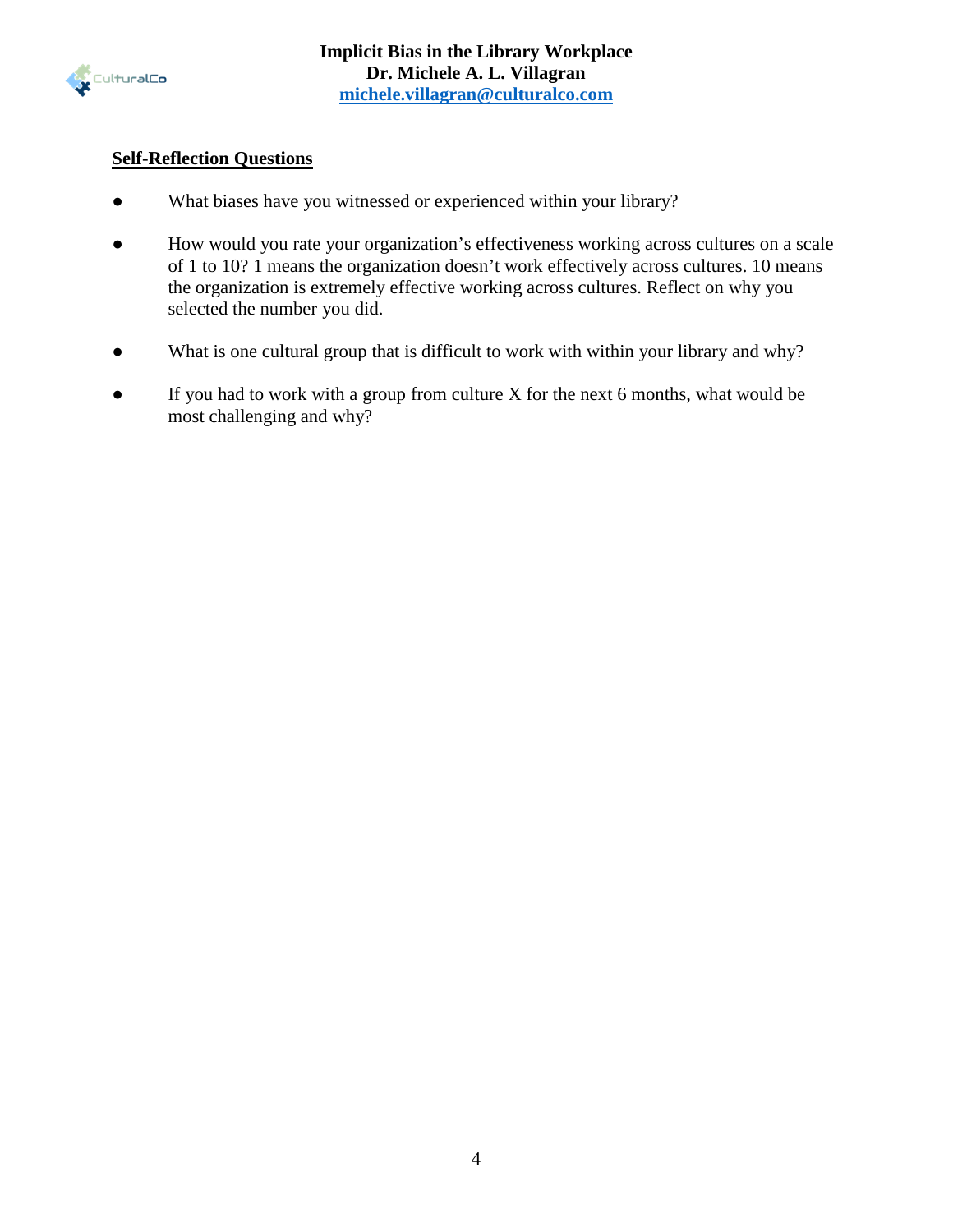## Self-Reflection Questions

- What biases have you witnessed or experienced within your library?
- How would you rate your organization's effectiveness working across cultures on a scale of 1 to 10? 1 means the organization doesn't work effectively across cultures. 10 means the organization is extremely effective working across cultures. Reflect on why you selected the number you did.
- What is one cultural group that is difficult to work with within your library and why?
- If you had to work with a group from culture X for the next 6 months, what would be most challenging and why?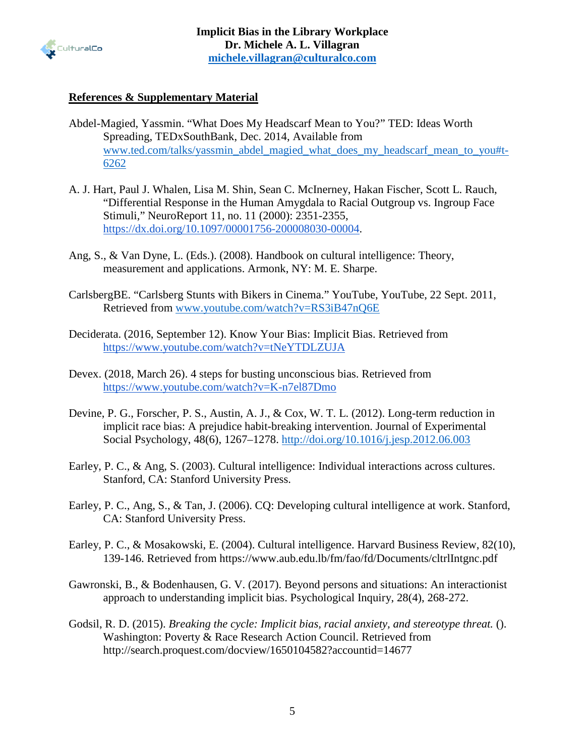**References & Supplementary Material**

Abdel-Magied, Yassmin. "What Does My Headscarf Mean to You?" TED: Ideas Worth Spreading, TEDxSouthBank, Dec. 2014, Available from [www.ted.com/talks/yassmin_abdel_magied_what_does_my_headscarf_mean_to_you#t-6262](www.ted.com/talks/yassmin_abdel_magied_what_does_my_headscarf_mean_to_you#t-6262)

A. J. Hart, Paul J. Whalen, Lisa M. Shin, Sean C. McInerney, Hakan Fischer, Scott L. Rauch, "Differential Response in the Human Amygdala to Racial Outgroup vs. Ingroup Face Stimuli," NeuroReport 11, no. 11 (2000): 2351-2355, [https://dx.doi.org/10.1097/00001756-200008030-00004](https://dx.doi.org/10.1097/00001756-200008030-00004).

Ang, S., & Van Dyne, L. (Eds.). (2008). Handbook on cultural intelligence: Theory, measurement and applications. Armonk, NY: M. E. Sharpe.

CarlsbergBE. "Carlsberg Stunts with Bikers in Cinema." YouTube, YouTube, 22 Sept. 2011, Retrieved from [www.youtube.com/watch?v=RS3iB47nQ6E](www.youtube.com/watch?v=RS3iB47nQ6E)

Deciderata. (2016, September 12). Know Your Bias: Implicit Bias. Retrieved from [https://www.youtube.com/watch?v=tNeYTDLZUJA](https://www.youtube.com/watch?v=tNeYTDLZUJA)

Devex. (2018, March 26). 4 steps for busting unconscious bias. Retrieved from [https://www.youtube.com/watch?v=K-n7el87Dmo](https://www.youtube.com/watch?v=K-n7el87Dmo)

Devine, P. G., Forscher, P. S., Austin, A. J., & Cox, W. T. L. (2012). Long-term reduction in implicit race bias: A prejudice habit-breaking intervention. Journal of Experimental Social Psychology, 48(6), 1267–1278. [http://doi.org/10.1016/j.jesp.2012.06.003](http://doi.org/10.1016/j.jesp.2012.06.003)

Earley, P. C., & Ang, S. (2003). Cultural intelligence: Individual interactions across cultures. Stanford, CA: Stanford University Press.

Earley, P. C., Ang, S., & Tan, J. (2006). CQ: Developing cultural intelligence at work. Stanford, CA: Stanford University Press.

Earley, P. C., & Mosakowski, E. (2004). Cultural intelligence. Harvard Business Review, 82(10), 139-146. Retrieved from https://www.aub.edu.lb/fm/fao/fd/Documents/cltrlIntgnc.pdf

Gawronski, B., & Bodenhausen, G. V. (2017). Beyond persons and situations: An interactionist approach to understanding implicit bias. Psychological Inquiry, 28(4), 268-272.

Godsil, R. D. (2015). *Breaking the cycle: Implicit bias, racial anxiety, and stereotype threat.* (). Washington: Poverty & Race Research Action Council. Retrieved from http://search.proquest.com/docview/1650104582?accountid=14677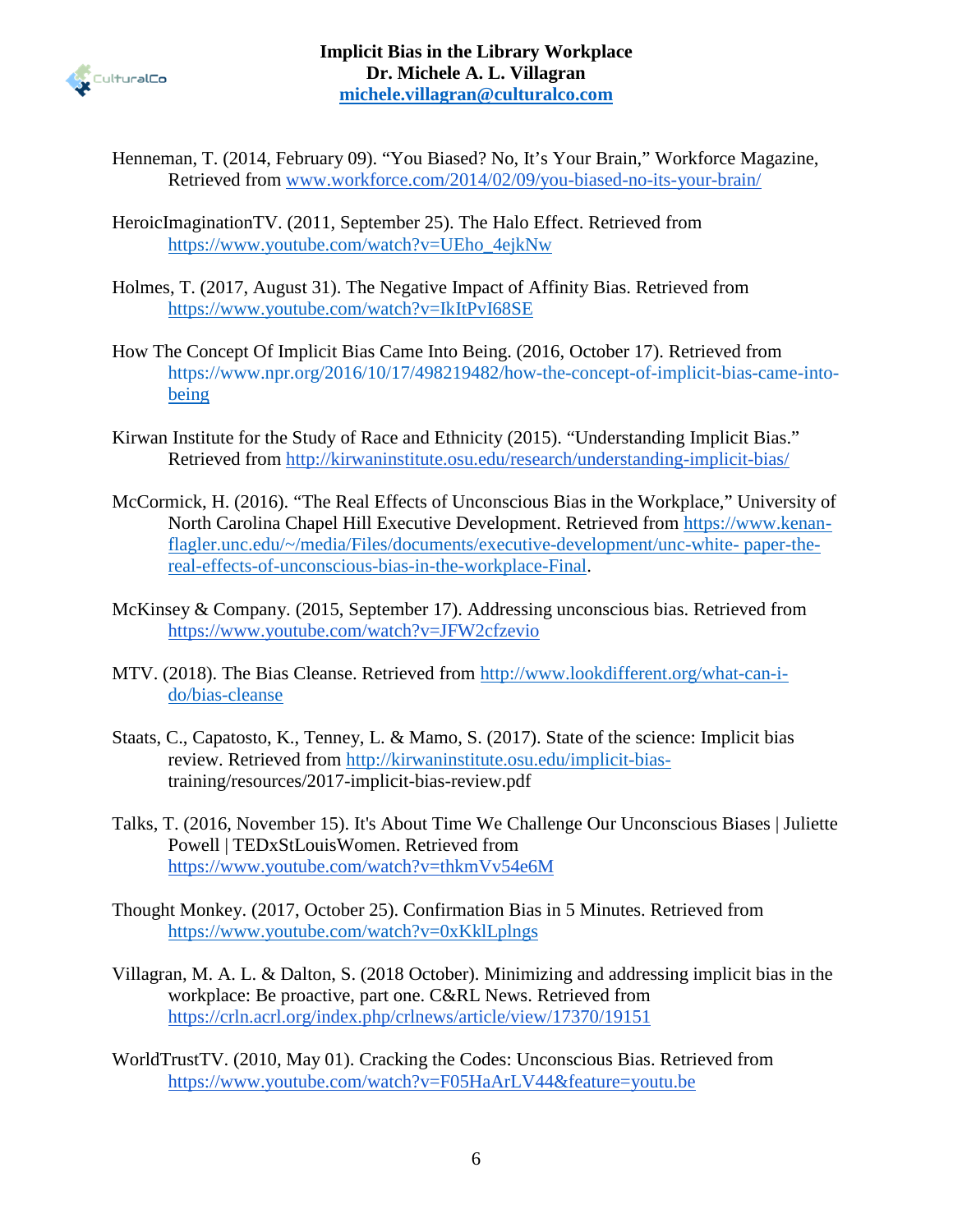Henneman, T. (2014, February 09). "You Biased? No, It's Your Brain," Workforce Magazine, Retrieved from www.workforce.com/2014/02/09/you-biased-no-its-your-brain/

HeroicImaginationTV. (2011, September 25). The Halo Effect. Retrieved from https://www.youtube.com/watch?v=UEho_4ejkNw

Holmes, T. (2017, August 31). The Negative Impact of Affinity Bias. Retrieved from https://www.youtube.com/watch?v=IkItPvI68SE

How The Concept Of Implicit Bias Came Into Being. (2016, October 17). Retrieved from https://www.npr.org/2016/10/17/498219482/how-the-concept-of-implicit-bias-came-into-being

Kirwan Institute for the Study of Race and Ethnicity (2015). "Understanding Implicit Bias." Retrieved from http://kirwaninstitute.osu.edu/research/understanding-implicit-bias/

McCormick, H. (2016). "The Real Effects of Unconscious Bias in the Workplace," University of North Carolina Chapel Hill Executive Development. Retrieved from https://www.kenan-flagler.unc.edu/~/media/Files/documents/executive-development/unc-white- paper-the-real-effects-of-unconscious-bias-in-the-workplace-Final.

McKinsey & Company. (2015, September 17). Addressing unconscious bias. Retrieved from https://www.youtube.com/watch?v=JFW2cfzevio

MTV. (2018). The Bias Cleanse. Retrieved from http://www.lookdifferent.org/what-can-i-do/bias-cleanse

Staats, C., Capatosto, K., Tenney, L. & Mamo, S. (2017). State of the science: Implicit bias review. Retrieved from http://kirwaninstitute.osu.edu/implicit-bias-training/resources/2017-implicit-bias-review.pdf

Talks, T. (2016, November 15). It's About Time We Challenge Our Unconscious Biases | Juliette Powell | TEDxStLouisWomen. Retrieved from https://www.youtube.com/watch?v=thkmVv54e6M

Thought Monkey. (2017, October 25). Confirmation Bias in 5 Minutes. Retrieved from https://www.youtube.com/watch?v=0xKklLplngs

Villagran, M. A. L. & Dalton, S. (2018 October). Minimizing and addressing implicit bias in the workplace: Be proactive, part one. C&RL News. Retrieved from https://crln.acrl.org/index.php/crlnews/article/view/17370/19151

WorldTrustTV. (2010, May 01). Cracking the Codes: Unconscious Bias. Retrieved from https://www.youtube.com/watch?v=F05HaArLV44&feature=youtu.be